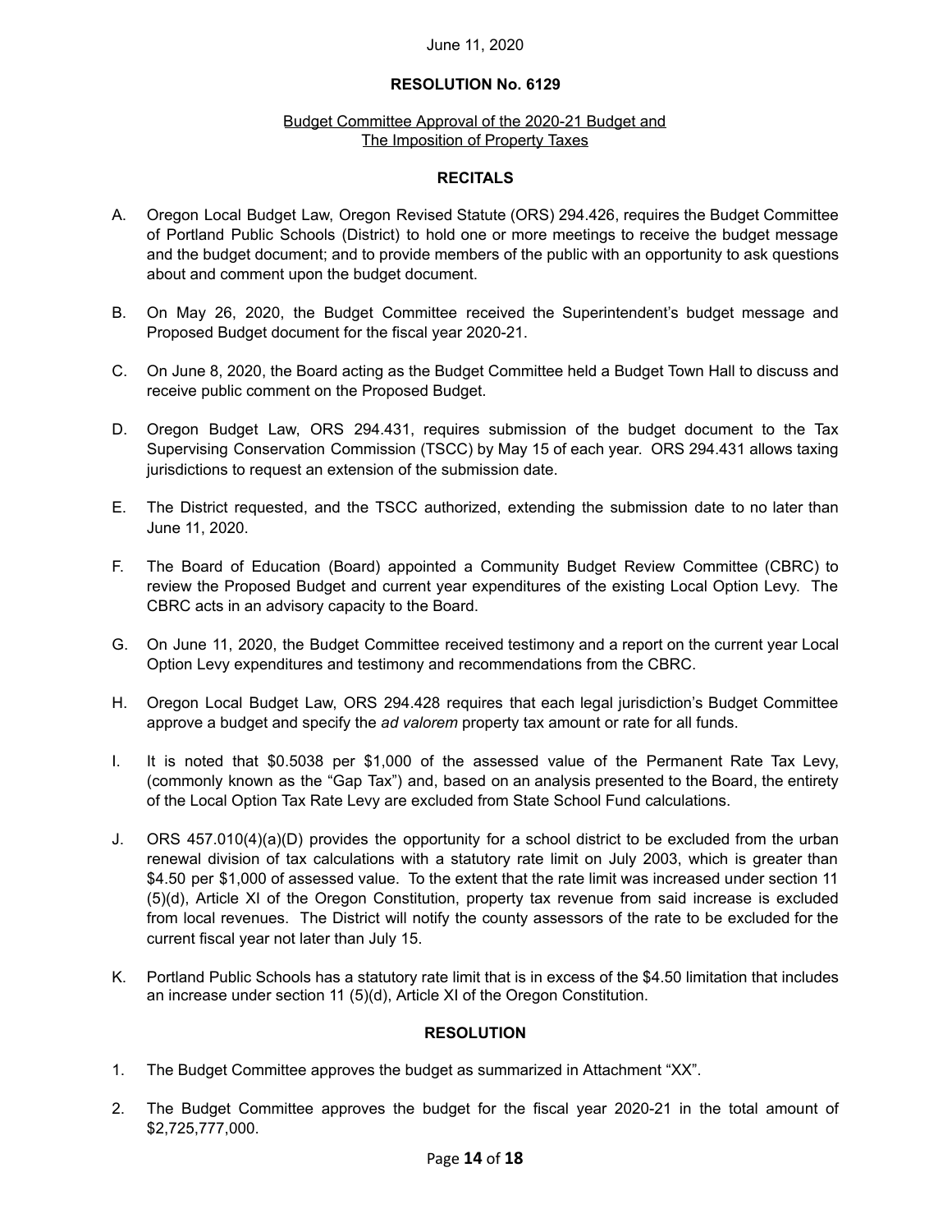June 11, 2020

**RESOLUTION No. 6129**

Budget Committee Approval of the 2020-21 Budget and The Imposition of Property Taxes

**RECITALS**

A. Oregon Local Budget Law, Oregon Revised Statute (ORS) 294.426, requires the Budget Committee of Portland Public Schools (District) to hold one or more meetings to receive the budget message and the budget document; and to provide members of the public with an opportunity to ask questions about and comment upon the budget document.

B. On May 26, 2020, the Budget Committee received the Superintendent's budget message and Proposed Budget document for the fiscal year 2020-21.

C. On June 8, 2020, the Board acting as the Budget Committee held a Budget Town Hall to discuss and receive public comment on the Proposed Budget.

D. Oregon Budget Law, ORS 294.431, requires submission of the budget document to the Tax Supervising Conservation Commission (TSCC) by May 15 of each year. ORS 294.431 allows taxing jurisdictions to request an extension of the submission date.

E. The District requested, and the TSCC authorized, extending the submission date to no later than June 11, 2020.

F. The Board of Education (Board) appointed a Community Budget Review Committee (CBRC) to review the Proposed Budget and current year expenditures of the existing Local Option Levy. The CBRC acts in an advisory capacity to the Board.

G. On June 11, 2020, the Budget Committee received testimony and a report on the current year Local Option Levy expenditures and testimony and recommendations from the CBRC.

H. Oregon Local Budget Law, ORS 294.428 requires that each legal jurisdiction's Budget Committee approve a budget and specify the *ad valorem* property tax amount or rate for all funds.

I. It is noted that $0.5038 per $1,000 of the assessed value of the Permanent Rate Tax Levy, (commonly known as the "Gap Tax") and, based on an analysis presented to the Board, the entirety of the Local Option Tax Rate Levy are excluded from State School Fund calculations.

J. ORS 457.010(4)(a)(D) provides the opportunity for a school district to be excluded from the urban renewal division of tax calculations with a statutory rate limit on July 2003, which is greater than $4.50 per $1,000 of assessed value. To the extent that the rate limit was increased under section 11 (5)(d), Article XI of the Oregon Constitution, property tax revenue from said increase is excluded from local revenues. The District will notify the county assessors of the rate to be excluded for the current fiscal year not later than July 15.

K. Portland Public Schools has a statutory rate limit that is in excess of the $4.50 limitation that includes an increase under section 11 (5)(d), Article XI of the Oregon Constitution.

**RESOLUTION**

1. The Budget Committee approves the budget as summarized in Attachment "XX".

2. The Budget Committee approves the budget for the fiscal year 2020-21 in the total amount of $2,725,777,000.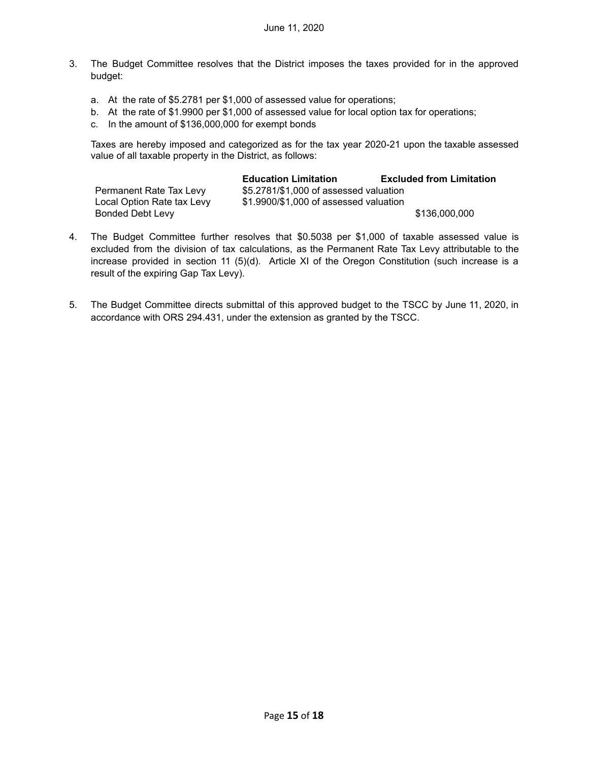3. The Budget Committee resolves that the District imposes the taxes provided for in the approved budget:

   a. At the rate of $5.2781 per $1,000 of assessed value for operations;
   b. At the rate of $1.9900 per $1,000 of assessed value for local option tax for operations;
   c. In the amount of $136,000,000 for exempt bonds

   Taxes are hereby imposed and categorized as for the tax year 2020-21 upon the taxable assessed value of all taxable property in the District, as follows:

| | **Education Limitation** | **Excluded from Limitation** |
|---|---|---|
| Permanent Rate Tax Levy | $5.2781/$1,000 of assessed valuation | |
| Local Option Rate tax Levy | $1.9900/$1,000 of assessed valuation | |
| Bonded Debt Levy | | $136,000,000 |

4. The Budget Committee further resolves that $0.5038 per $1,000 of taxable assessed value is excluded from the division of tax calculations, as the Permanent Rate Tax Levy attributable to the increase provided in section 11 (5)(d). Article XI of the Oregon Constitution (such increase is a result of the expiring Gap Tax Levy).

5. The Budget Committee directs submittal of this approved budget to the TSCC by June 11, 2020, in accordance with ORS 294.431, under the extension as granted by the TSCC.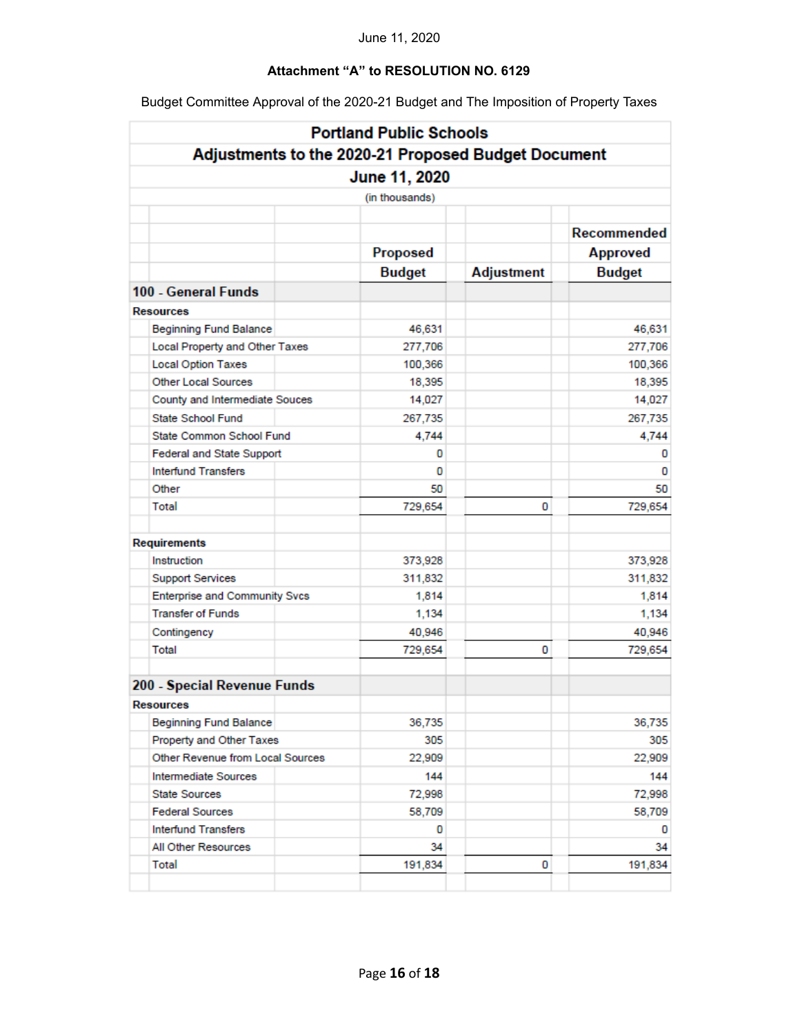June 11, 2020

**Attachment "A" to RESOLUTION NO. 6129**

Budget Committee Approval of the 2020-21 Budget and The Imposition of Property Taxes

## Portland Public Schools

### Adjustments to the 2020-21 Proposed Budget Document

### June 11, 2020

(in thousands)

| | Proposed Budget | Adjustment | Recommended Approved Budget |
|---|---|---|---|
| **100 - General Funds** | | | |
| **Resources** | | | |
| Beginning Fund Balance | 46,631 | | 46,631 |
| Local Property and Other Taxes | 277,706 | | 277,706 |
| Local Option Taxes | 100,366 | | 100,366 |
| Other Local Sources | 18,395 | | 18,395 |
| County and Intermediate Souces | 14,027 | | 14,027 |
| State School Fund | 267,735 | | 267,735 |
| State Common School Fund | 4,744 | | 4,744 |
| Federal and State Support | 0 | | 0 |
| Interfund Transfers | 0 | | 0 |
| Other | 50 | | 50 |
| Total | 729,654 | 0 | 729,654 |
| **Requirements** | | | |
| Instruction | 373,928 | | 373,928 |
| Support Services | 311,832 | | 311,832 |
| Enterprise and Community Svcs | 1,814 | | 1,814 |
| Transfer of Funds | 1,134 | | 1,134 |
| Contingency | 40,946 | | 40,946 |
| Total | 729,654 | 0 | 729,654 |
| **200 - Special Revenue Funds** | | | |
| **Resources** | | | |
| Beginning Fund Balance | 36,735 | | 36,735 |
| Property and Other Taxes | 305 | | 305 |
| Other Revenue from Local Sources | 22,909 | | 22,909 |
| Intermediate Sources | 144 | | 144 |
| State Sources | 72,998 | | 72,998 |
| Federal Sources | 58,709 | | 58,709 |
| Interfund Transfers | 0 | | 0 |
| All Other Resources | 34 | | 34 |
| Total | 191,834 | 0 | 191,834 |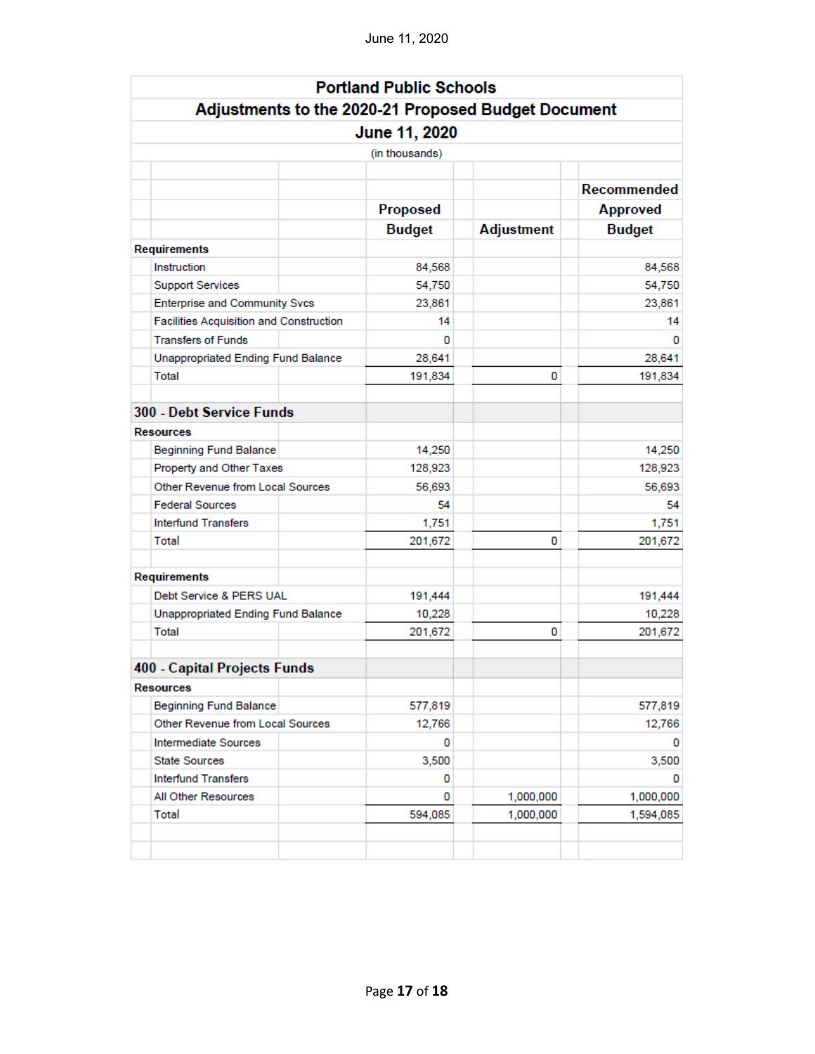# Portland Public Schools

## Adjustments to the 2020-21 Proposed Budget Document

### June 11, 2020

(in thousands)

| | | Proposed Budget | Adjustment | Recommended Approved Budget |
|---|---|---|---|---|
| **Requirements** | | | | |
| | Instruction | 84,568 | | 84,568 |
| | Support Services | 54,750 | | 54,750 |
| | Enterprise and Community Svcs | 23,861 | | 23,861 |
| | Facilities Acquisition and Construction | 14 | | 14 |
| | Transfers of Funds | 0 | | 0 |
| | Unappropriated Ending Fund Balance | 28,641 | | 28,641 |
| | Total | 191,834 | 0 | 191,834 |
| | | | | |
| **300 - Debt Service Funds** | | | | |
| **Resources** | | | | |
| | Beginning Fund Balance | 14,250 | | 14,250 |
| | Property and Other Taxes | 128,923 | | 128,923 |
| | Other Revenue from Local Sources | 56,693 | | 56,693 |
| | Federal Sources | 54 | | 54 |
| | Interfund Transfers | 1,751 | | 1,751 |
| | Total | 201,672 | 0 | 201,672 |
| | | | | |
| **Requirements** | | | | |
| | Debt Service & PERS UAL | 191,444 | | 191,444 |
| | Unappropriated Ending Fund Balance | 10,228 | | 10,228 |
| | Total | 201,672 | 0 | 201,672 |
| | | | | |
| **400 - Capital Projects Funds** | | | | |
| **Resources** | | | | |
| | Beginning Fund Balance | 577,819 | | 577,819 |
| | Other Revenue from Local Sources | 12,766 | | 12,766 |
| | Intermediate Sources | 0 | | 0 |
| | State Sources | 3,500 | | 3,500 |
| | Interfund Transfers | 0 | | 0 |
| | All Other Resources | 0 | 1,000,000 | 1,000,000 |
| | Total | 594,085 | 1,000,000 | 1,594,085 |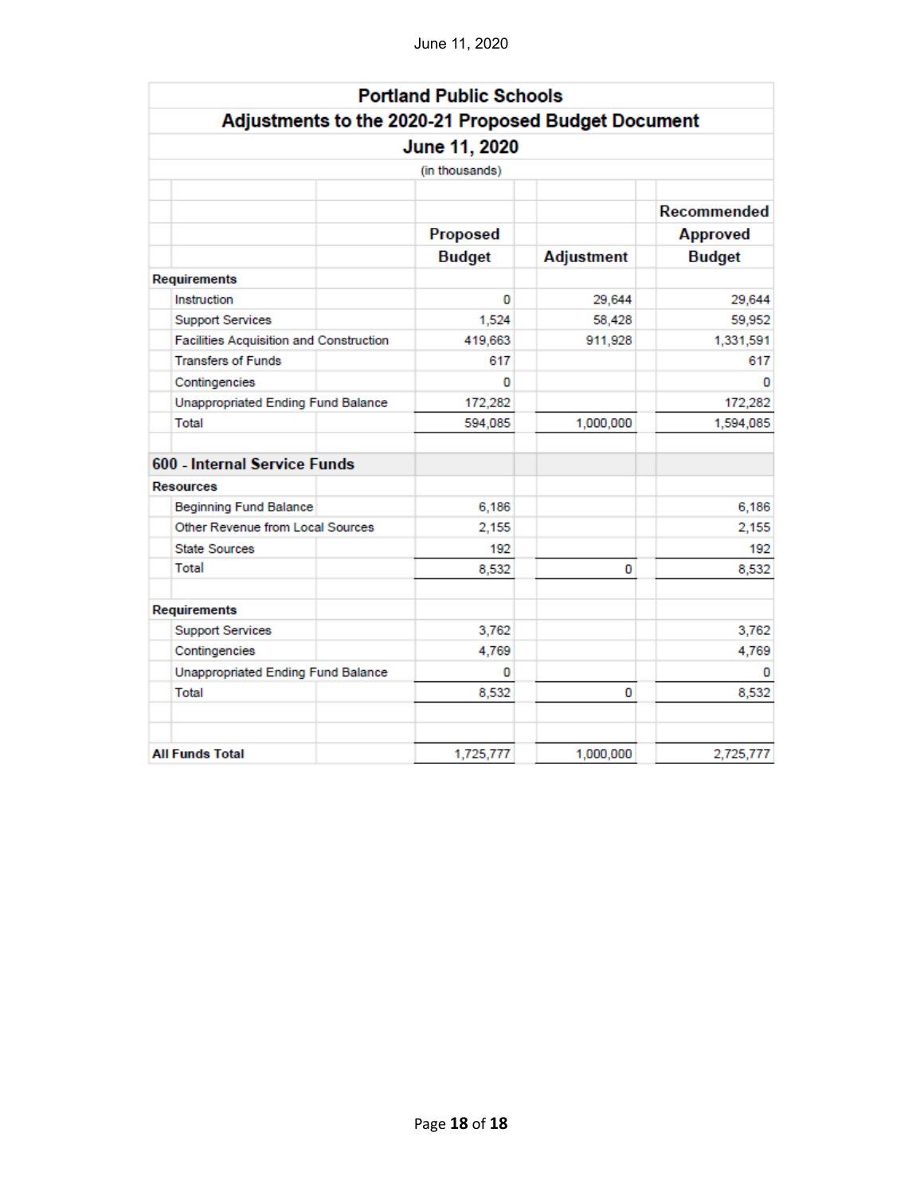# Portland Public Schools

## Adjustments to the 2020-21 Proposed Budget Document

### June 11, 2020

(in thousands)

| | Proposed Budget | Adjustment | Recommended Approved Budget |
|---|---|---|---|
| **Requirements** | | | |
| Instruction | 0 | 29,644 | 29,644 |
| Support Services | 1,524 | 58,428 | 59,952 |
| Facilities Acquisition and Construction | 419,663 | 911,928 | 1,331,591 |
| Transfers of Funds | 617 | | 617 |
| Contingencies | 0 | | 0 |
| Unappropriated Ending Fund Balance | 172,282 | | 172,282 |
| Total | 594,085 | 1,000,000 | 1,594,085 |
| | | | |
| **600 - Internal Service Funds** | | | |
| **Resources** | | | |
| Beginning Fund Balance | 6,186 | | 6,186 |
| Other Revenue from Local Sources | 2,155 | | 2,155 |
| State Sources | 192 | | 192 |
| Total | 8,532 | 0 | 8,532 |
| | | | |
| **Requirements** | | | |
| Support Services | 3,762 | | 3,762 |
| Contingencies | 4,769 | | 4,769 |
| Unappropriated Ending Fund Balance | 0 | | 0 |
| Total | 8,532 | 0 | 8,532 |
| | | | |
| **All Funds Total** | 1,725,777 | 1,000,000 | 2,725,777 |